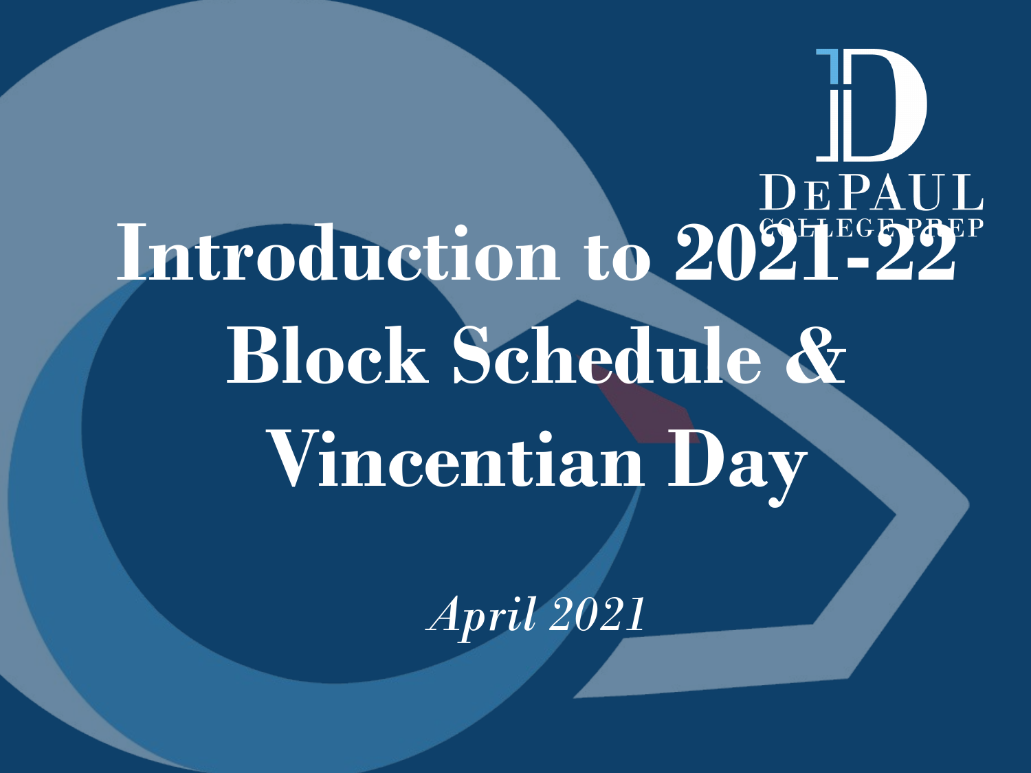DePaul College Prep

# Introduction to 2021-22 Block Schedule & Vincentian Day

*April 2021*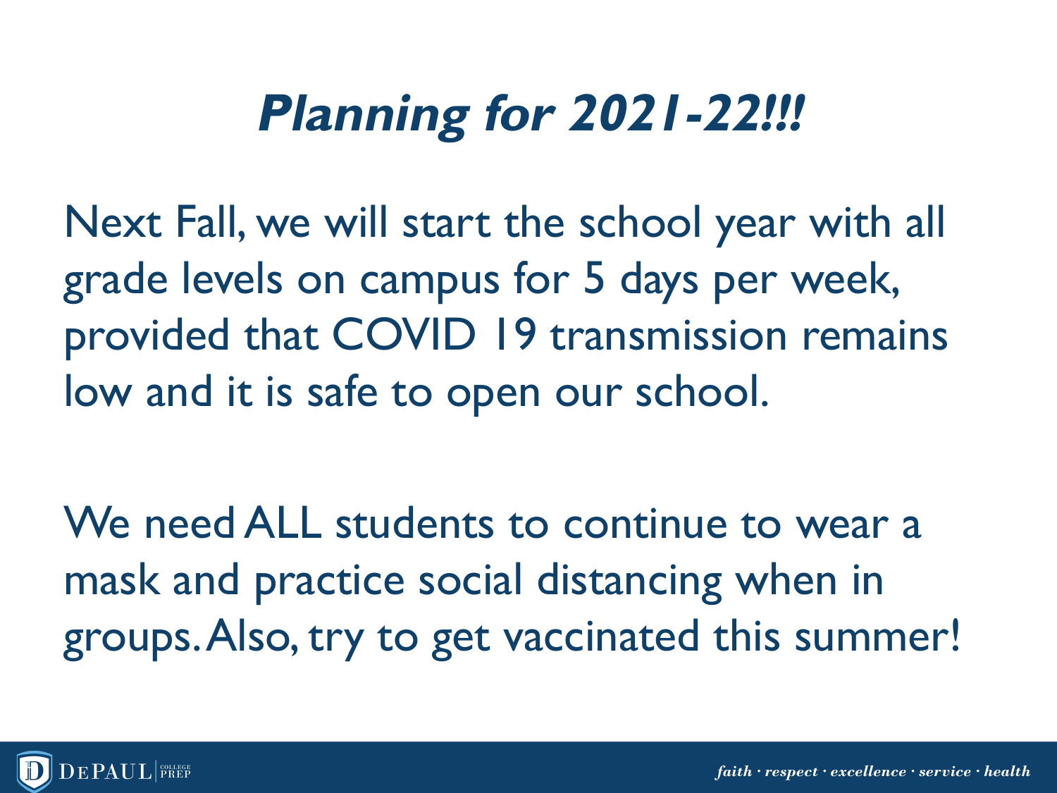# ***Planning for 2021-22!!!***

Next Fall, we will start the school year with all grade levels on campus for 5 days per week, provided that COVID 19 transmission remains low and it is safe to open our school.

We need ALL students to continue to wear a mask and practice social distancing when in groups. Also, try to get vaccinated this summer!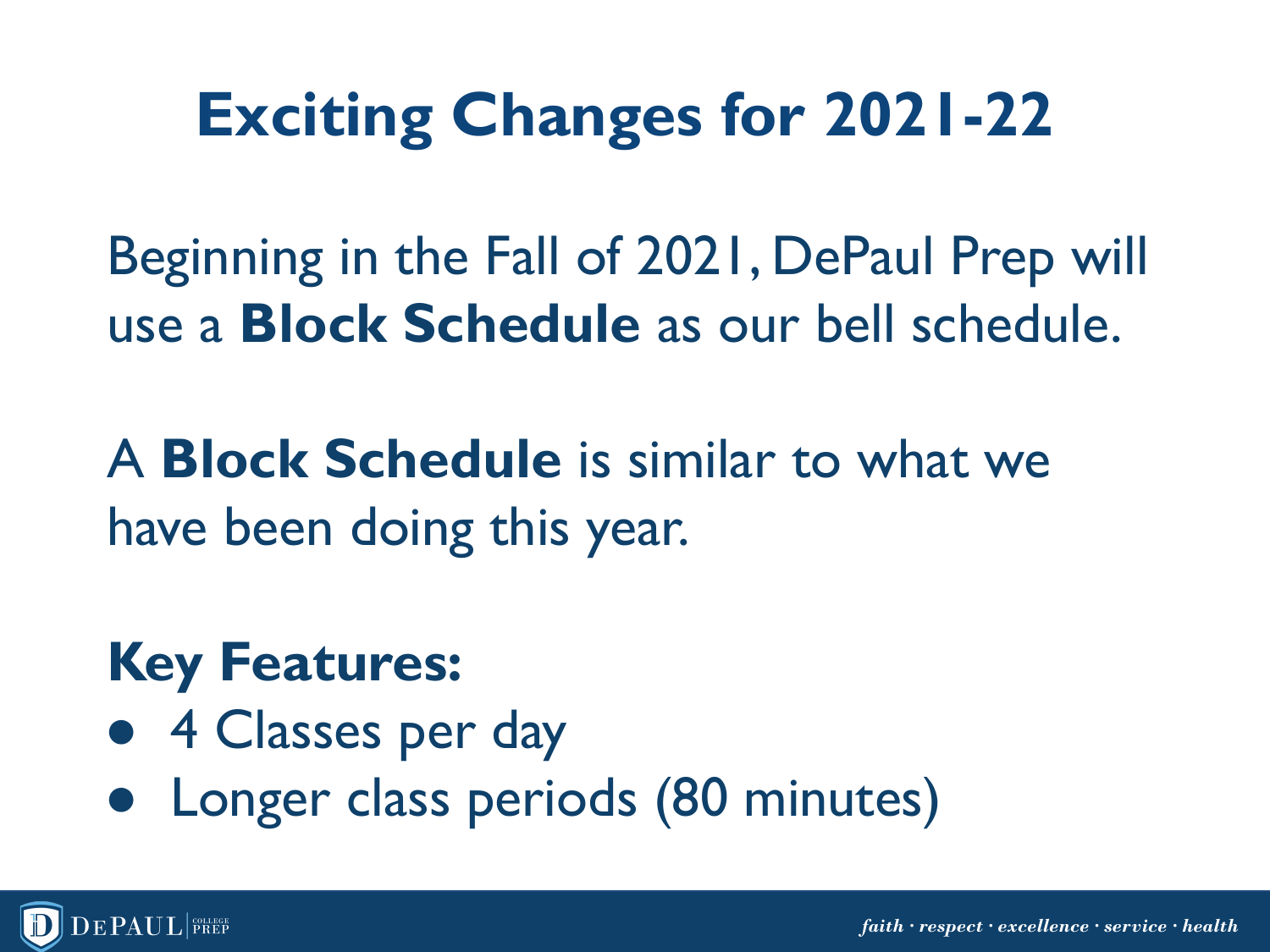# Exciting Changes for 2021-22

Beginning in the Fall of 2021, DePaul Prep will use a **Block Schedule** as our bell schedule.

A **Block Schedule** is similar to what we have been doing this year.

**Key Features:**

- 4 Classes per day
- Longer class periods (80 minutes)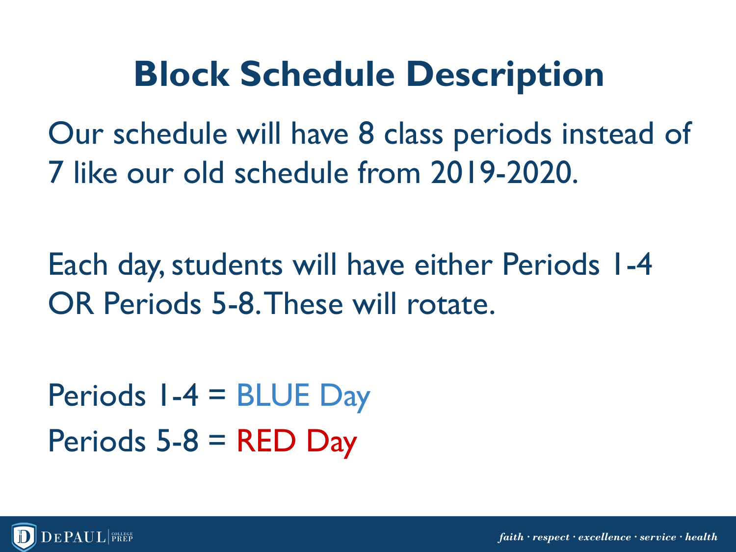# Block Schedule Description

Our schedule will have 8 class periods instead of 7 like our old schedule from 2019-2020.

Each day, students will have either Periods 1-4 OR Periods 5-8. These will rotate.

Periods 1-4 = BLUE Day
Periods 5-8 = RED Day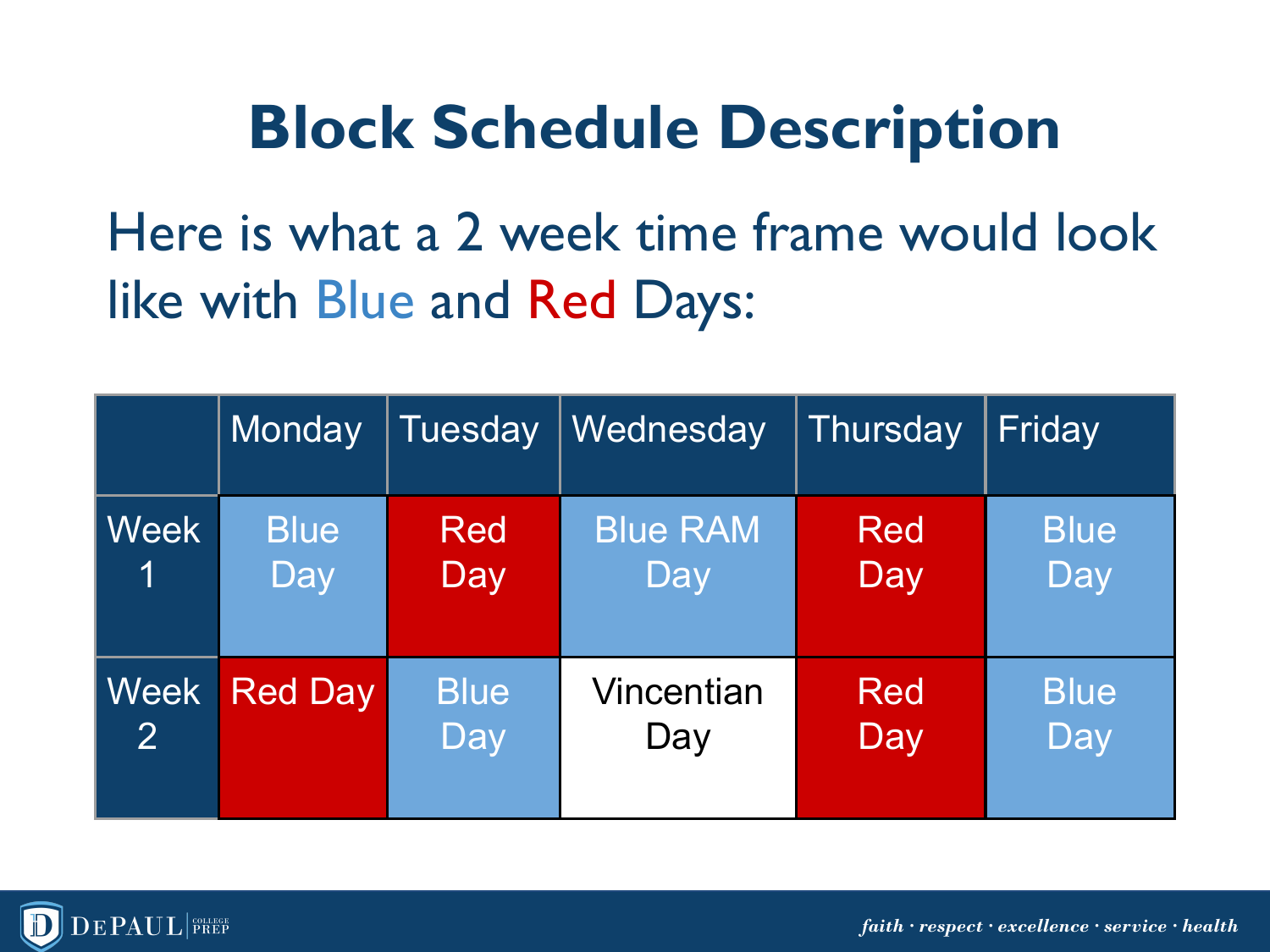# Block Schedule Description

Here is what a 2 week time frame would look like with Blue and Red Days:

| | Monday | Tuesday | Wednesday | Thursday | Friday |
|---|---|---|---|---|---|
| Week 1 | Blue Day | Red Day | Blue RAM Day | Red Day | Blue Day |
| Week 2 | Red Day | Blue Day | Vincentian Day | Red Day | Blue Day |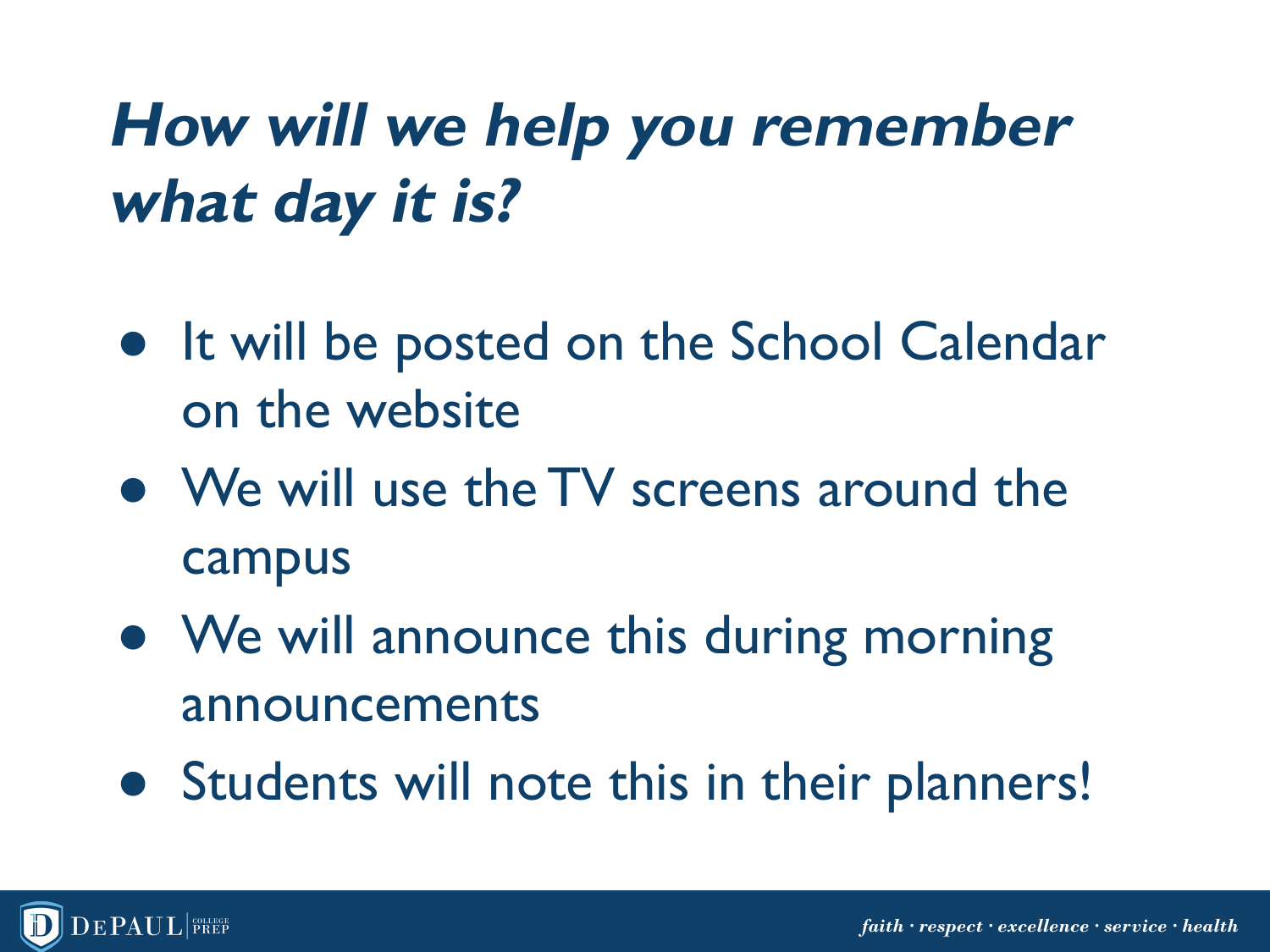# *How will we help you remember what day it is?*

- It will be posted on the School Calendar on the website
- We will use the TV screens around the campus
- We will announce this during morning announcements
- Students will note this in their planners!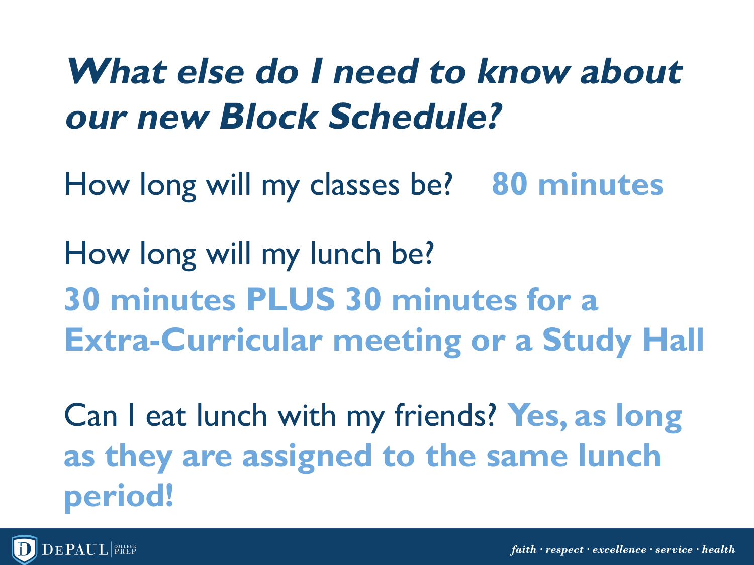# *What else do I need to know about our new Block Schedule?*

How long will my classes be? **80 minutes**

How long will my lunch be?
**30 minutes PLUS 30 minutes for a Extra-Curricular meeting or a Study Hall**

Can I eat lunch with my friends? **Yes, as long as they are assigned to the same lunch period!**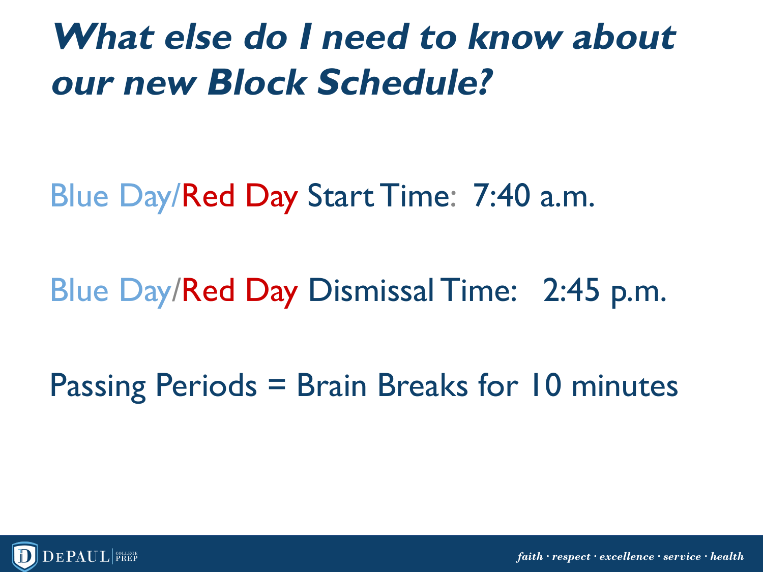# *What else do I need to know about our new Block Schedule?*

Blue Day/Red Day Start Time: 7:40 a.m.

Blue Day/Red Day Dismissal Time: 2:45 p.m.

Passing Periods = Brain Breaks for 10 minutes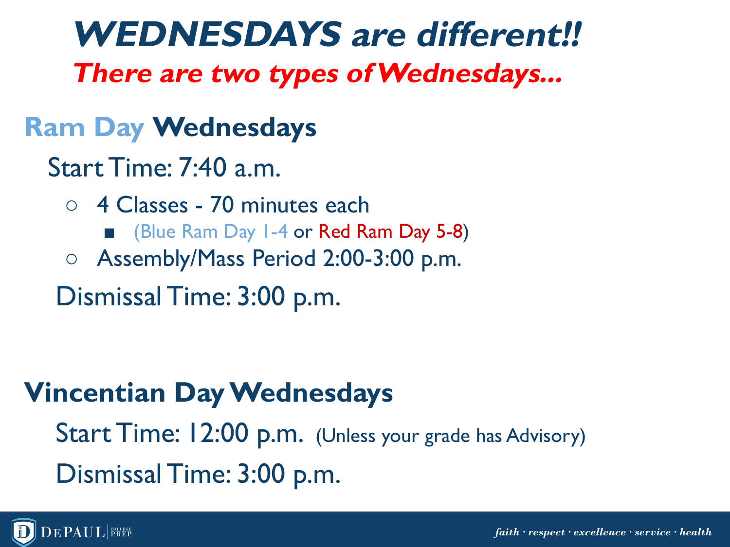# *WEDNESDAYS are different!!*

## *There are two types of Wednesdays...*

## Ram Day Wednesdays

Start Time: 7:40 a.m.

- 4 Classes - 70 minutes each
  - (Blue Ram Day 1-4 or Red Ram Day 5-8)
- Assembly/Mass Period 2:00-3:00 p.m.

Dismissal Time: 3:00 p.m.

## Vincentian Day Wednesdays

Start Time: 12:00 p.m. (Unless your grade has Advisory)

Dismissal Time: 3:00 p.m.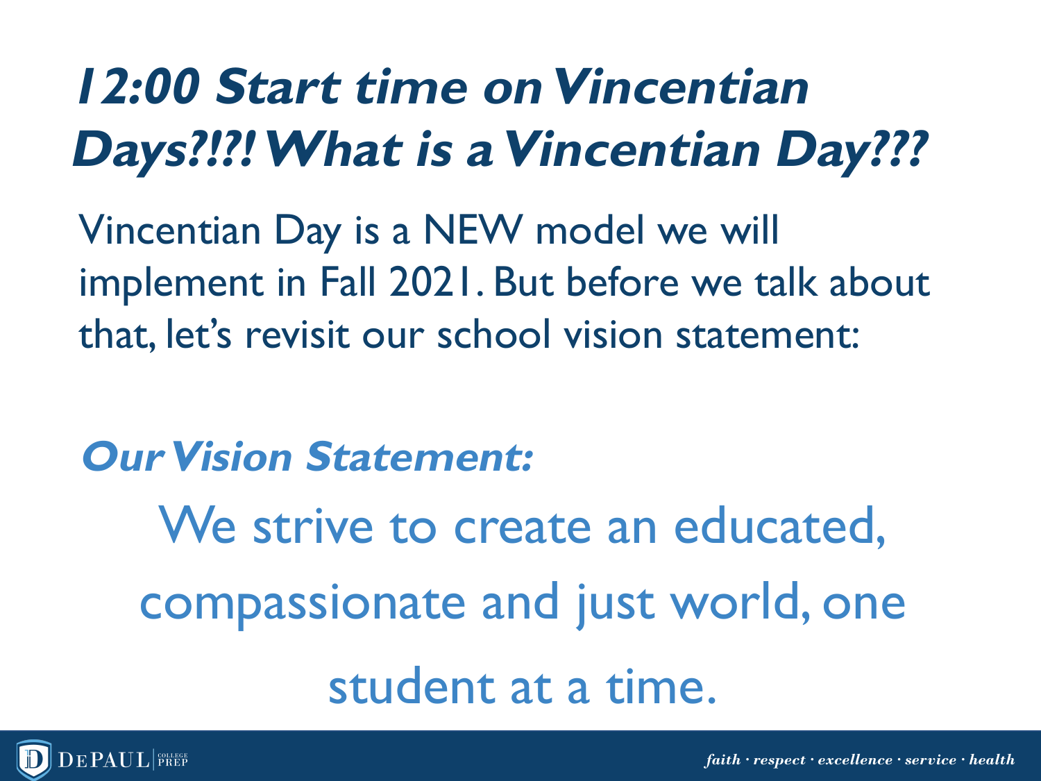# *12:00 Start time on Vincentian Days?!?! What is a Vincentian Day???*

Vincentian Day is a NEW model we will implement in Fall 2021. But before we talk about that, let's revisit our school vision statement:

***Our Vision Statement:***

We strive to create an educated, compassionate and just world, one student at a time.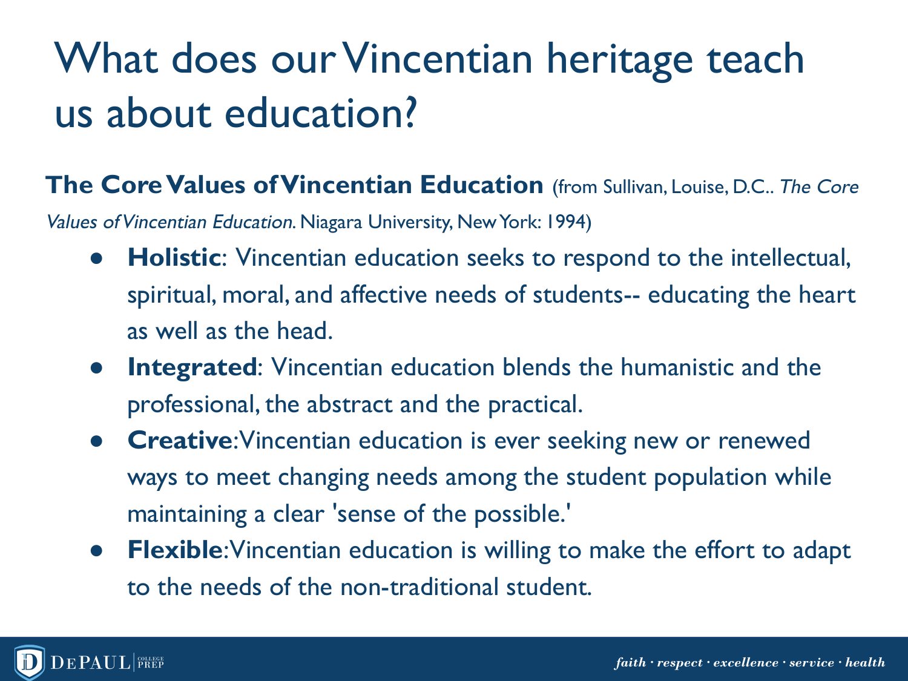# What does our Vincentian heritage teach us about education?

**The Core Values of Vincentian Education** (from Sullivan, Louise, D.C.. *The Core Values of Vincentian Education*. Niagara University, New York: 1994)

- **Holistic**: Vincentian education seeks to respond to the intellectual, spiritual, moral, and affective needs of students-- educating the heart as well as the head.
- **Integrated**: Vincentian education blends the humanistic and the professional, the abstract and the practical.
- **Creative**:Vincentian education is ever seeking new or renewed ways to meet changing needs among the student population while maintaining a clear 'sense of the possible.'
- **Flexible**:Vincentian education is willing to make the effort to adapt to the needs of the non-traditional student.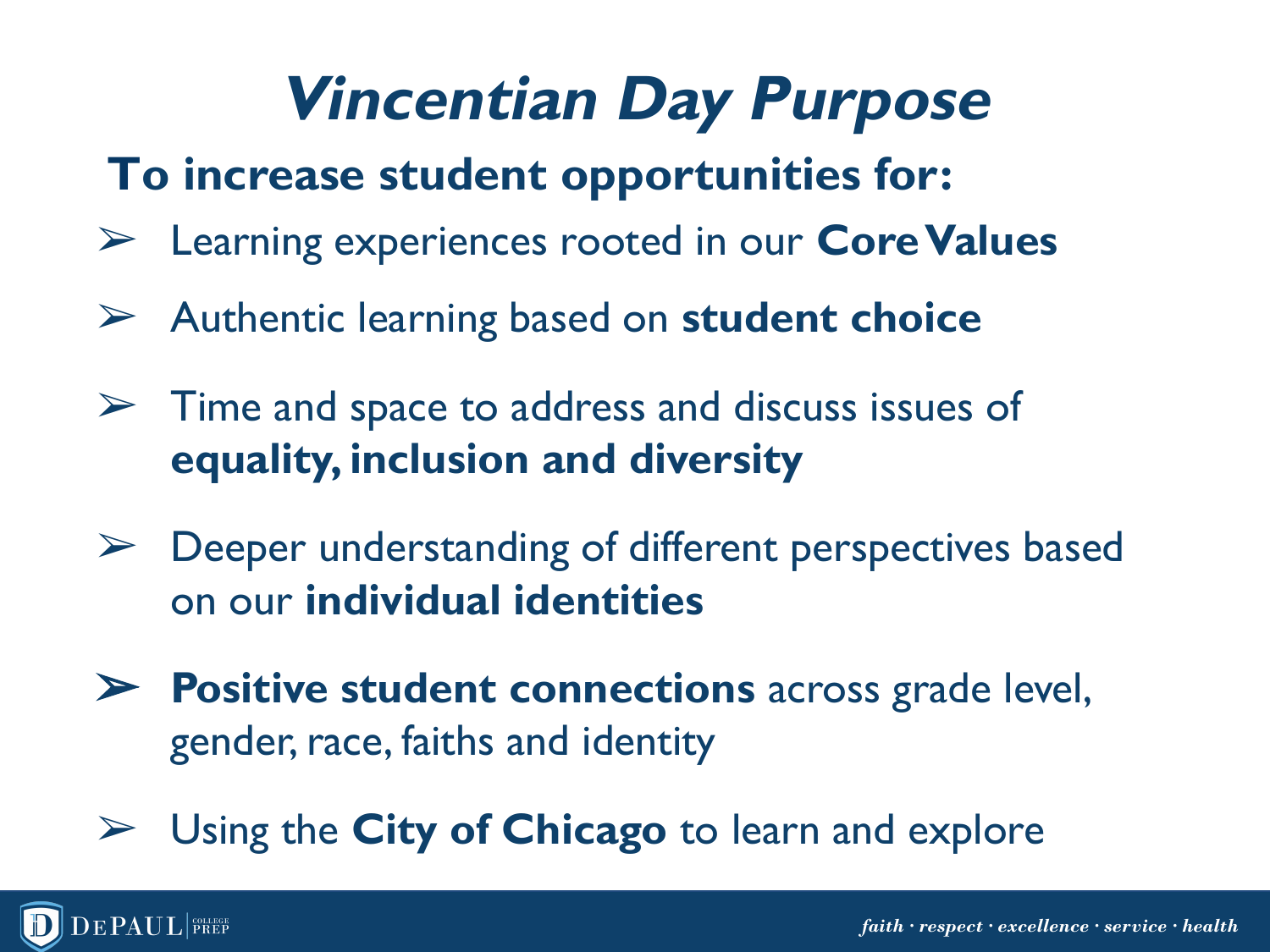# *Vincentian Day Purpose*

**To increase student opportunities for:**

- Learning experiences rooted in our **Core Values**
- Authentic learning based on **student choice**
- Time and space to address and discuss issues of **equality, inclusion and diversity**
- Deeper understanding of different perspectives based on our **individual identities**
- **Positive student connections** across grade level, gender, race, faiths and identity
- Using the **City of Chicago** to learn and explore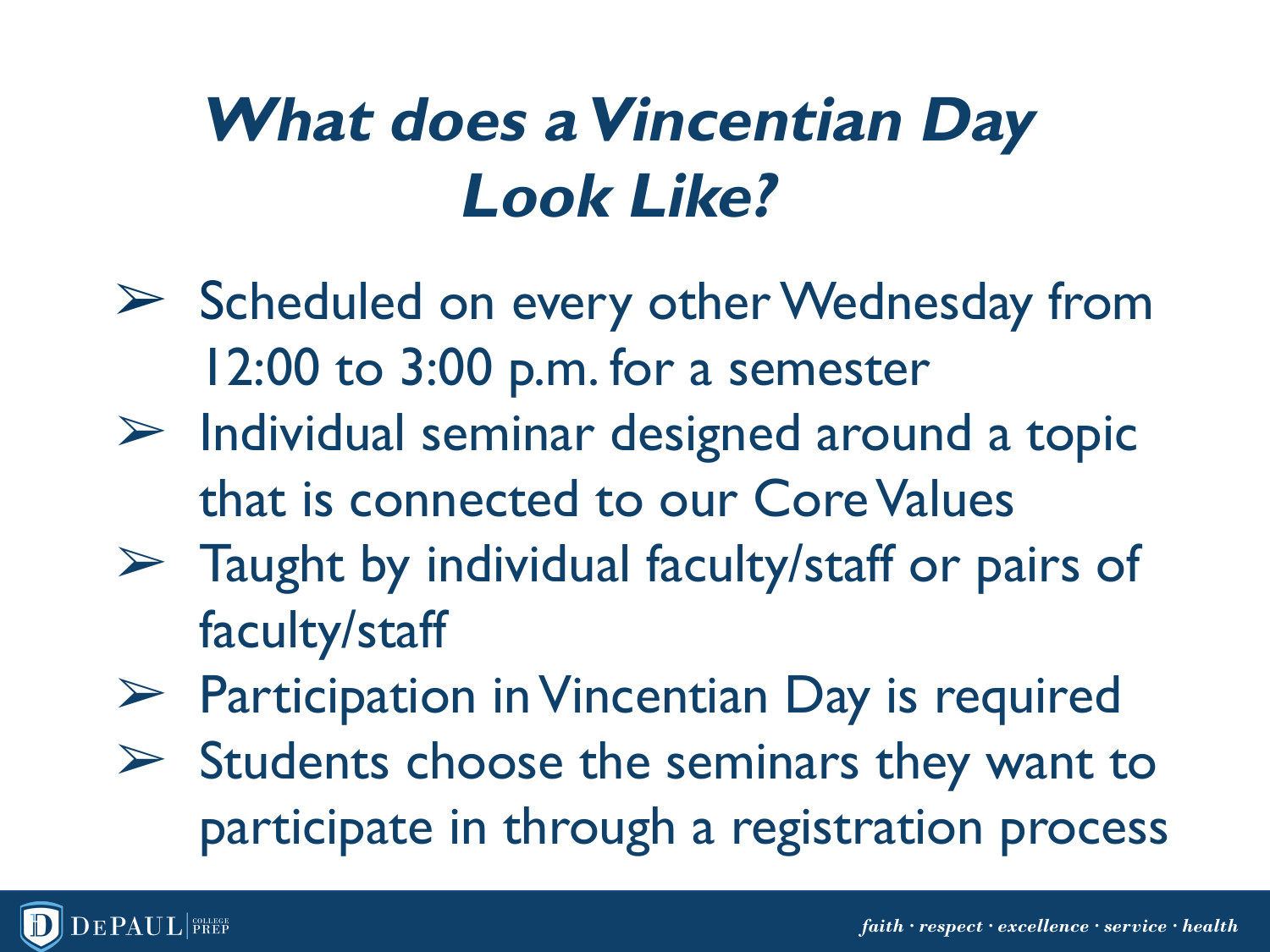# What does a Vincentian Day Look Like?

- Scheduled on every other Wednesday from 12:00 to 3:00 p.m. for a semester
- Individual seminar designed around a topic that is connected to our Core Values
- Taught by individual faculty/staff or pairs of faculty/staff
- Participation in Vincentian Day is required
- Students choose the seminars they want to participate in through a registration process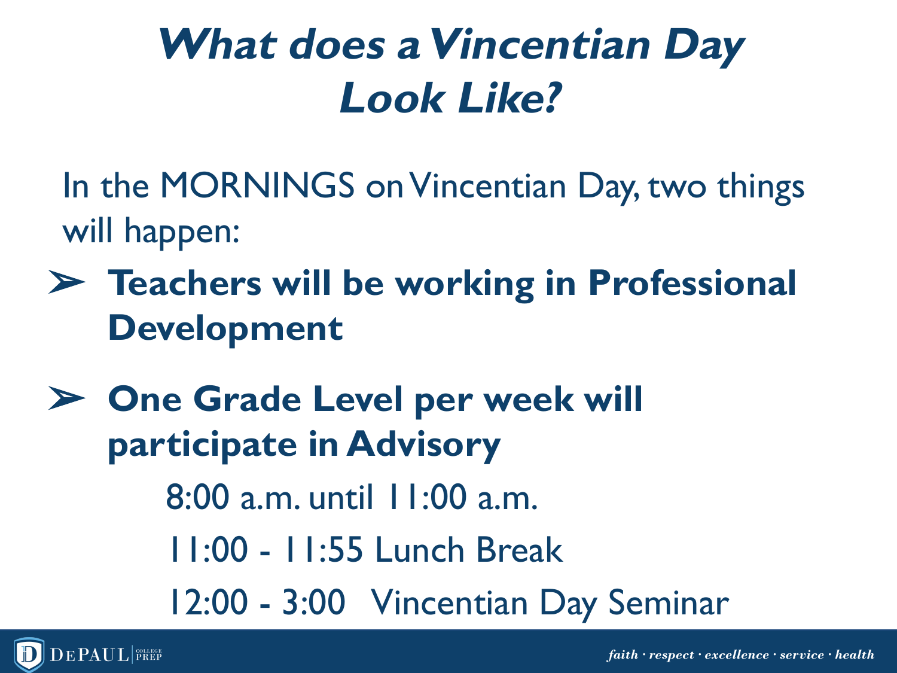# What does a Vincentian Day Look Like?

In the MORNINGS on Vincentian Day, two things will happen:

- **Teachers will be working in Professional Development**
- **One Grade Level per week will participate in Advisory**

  8:00 a.m. until 11:00 a.m.

  11:00 - 11:55 Lunch Break

  12:00 - 3:00 Vincentian Day Seminar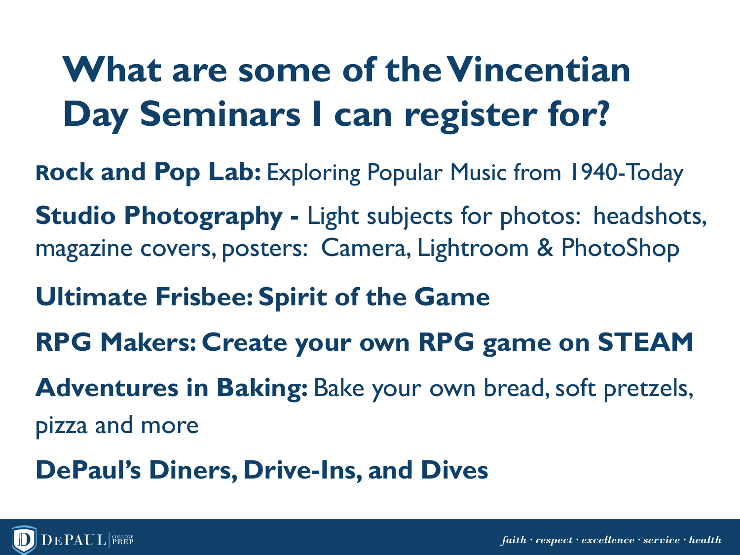# What are some of the Vincentian Day Seminars I can register for?

**Rock and Pop Lab:** Exploring Popular Music from 1940-Today

**Studio Photography -** Light subjects for photos: headshots, magazine covers, posters: Camera, Lightroom & PhotoShop

**Ultimate Frisbee: Spirit of the Game**

**RPG Makers: Create your own RPG game on STEAM**

**Adventures in Baking:** Bake your own bread, soft pretzels, pizza and more

**DePaul's Diners, Drive-Ins, and Dives**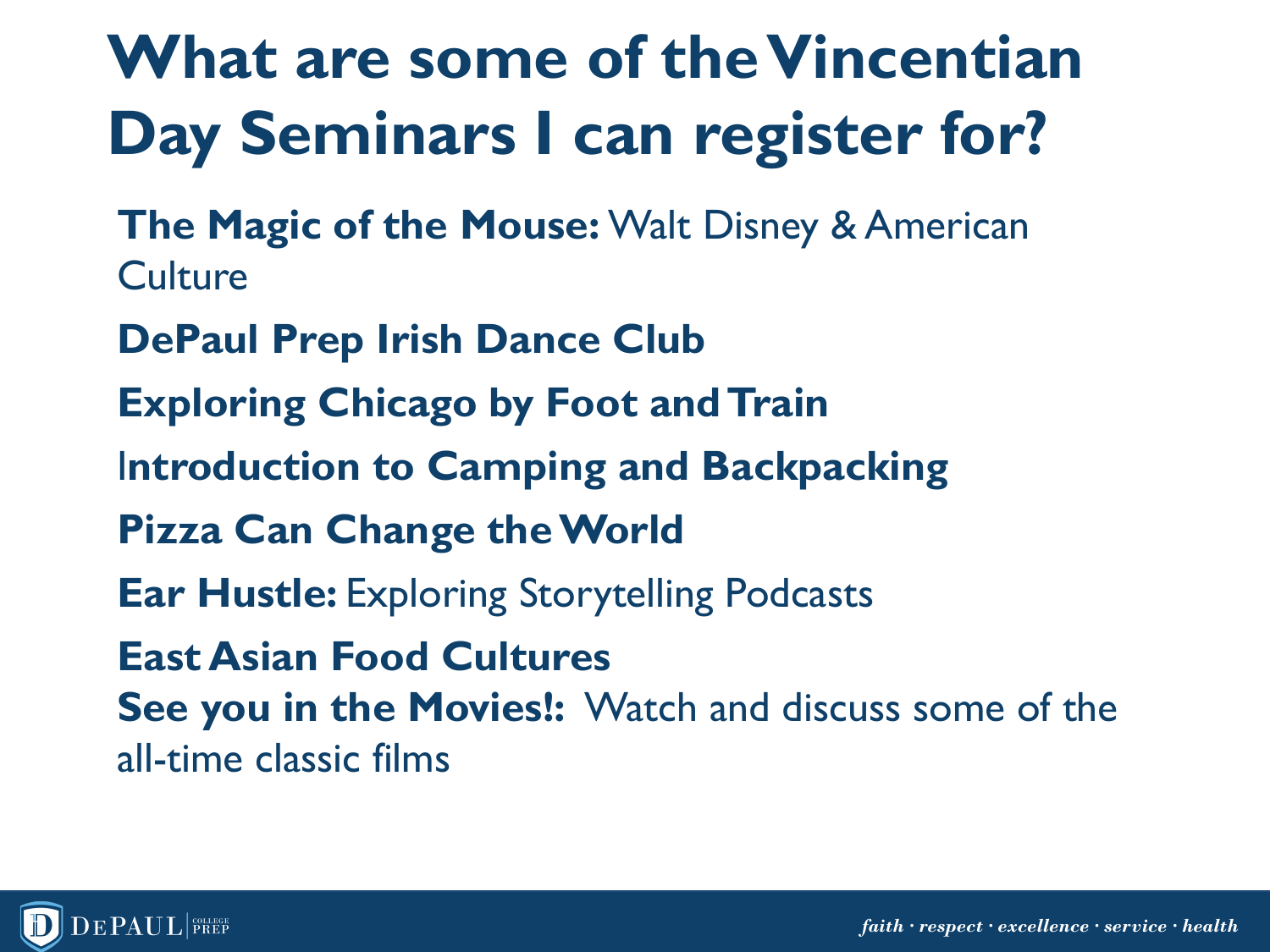# What are some of the Vincentian Day Seminars I can register for?

**The Magic of the Mouse:** Walt Disney & American Culture

**DePaul Prep Irish Dance Club**

**Exploring Chicago by Foot and Train**

I**ntroduction to Camping and Backpacking**

**Pizza Can Change the World**

**Ear Hustle:** Exploring Storytelling Podcasts

**East Asian Food Cultures**

**See you in the Movies!:** Watch and discuss some of the all-time classic films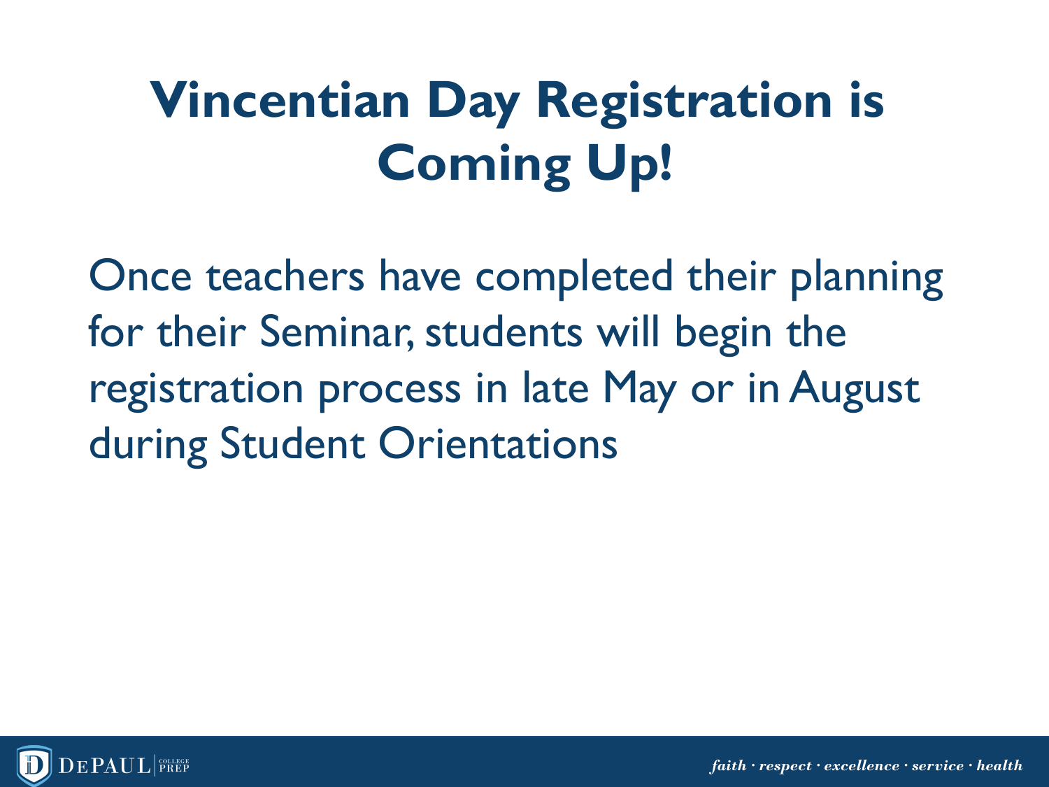# Vincentian Day Registration is Coming Up!

Once teachers have completed their planning for their Seminar, students will begin the registration process in late May or in August during Student Orientations